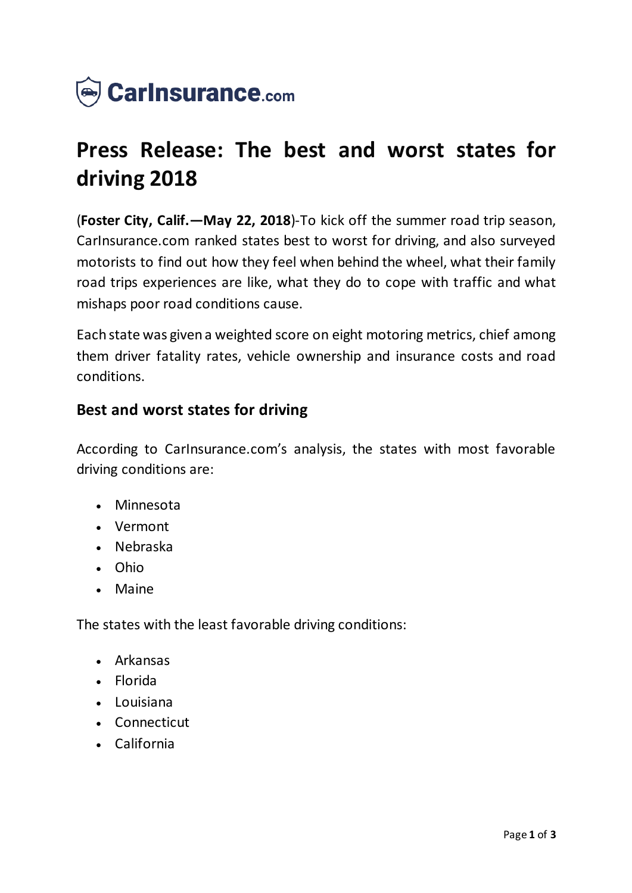CarInsurance.com

# Press Release: The best and worst states for driving 2018

(**Foster City, Calif.—May 22, 2018**)-To kick off the summer road trip season, CarInsurance.com ranked states best to worst for driving, and also surveyed motorists to find out how they feel when behind the wheel, what their family road trips experiences are like, what they do to cope with traffic and what mishaps poor road conditions cause.

Each state was given a weighted score on eight motoring metrics, chief among them driver fatality rates, vehicle ownership and insurance costs and road conditions.

## Best and worst states for driving

According to CarInsurance.com's analysis, the states with most favorable driving conditions are:

- Minnesota
- Vermont
- Nebraska
- Ohio
- Maine

The states with the least favorable driving conditions:

- Arkansas
- Florida
- Louisiana
- Connecticut
- California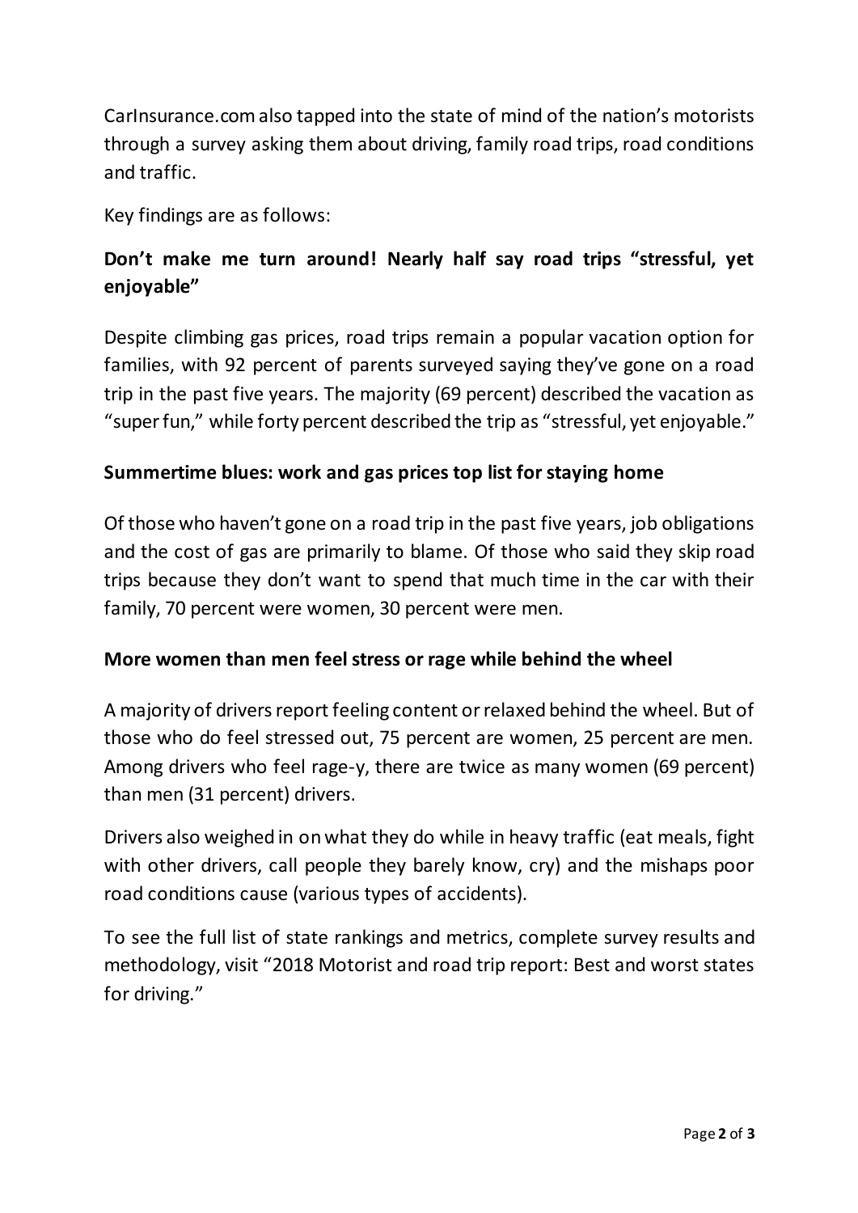CarInsurance.com also tapped into the state of mind of the nation's motorists through a survey asking them about driving, family road trips, road conditions and traffic.

Key findings are as follows:

**Don't make me turn around! Nearly half say road trips "stressful, yet enjoyable"**

Despite climbing gas prices, road trips remain a popular vacation option for families, with 92 percent of parents surveyed saying they've gone on a road trip in the past five years. The majority (69 percent) described the vacation as "super fun," while forty percent described the trip as "stressful, yet enjoyable."

**Summertime blues: work and gas prices top list for staying home**

Of those who haven't gone on a road trip in the past five years, job obligations and the cost of gas are primarily to blame. Of those who said they skip road trips because they don't want to spend that much time in the car with their family, 70 percent were women, 30 percent were men.

**More women than men feel stress or rage while behind the wheel**

A majority of drivers report feeling content or relaxed behind the wheel. But of those who do feel stressed out, 75 percent are women, 25 percent are men. Among drivers who feel rage-y, there are twice as many women (69 percent) than men (31 percent) drivers.

Drivers also weighed in on what they do while in heavy traffic (eat meals, fight with other drivers, call people they barely know, cry) and the mishaps poor road conditions cause (various types of accidents).

To see the full list of state rankings and metrics, complete survey results and methodology, visit "2018 Motorist and road trip report: Best and worst states for driving."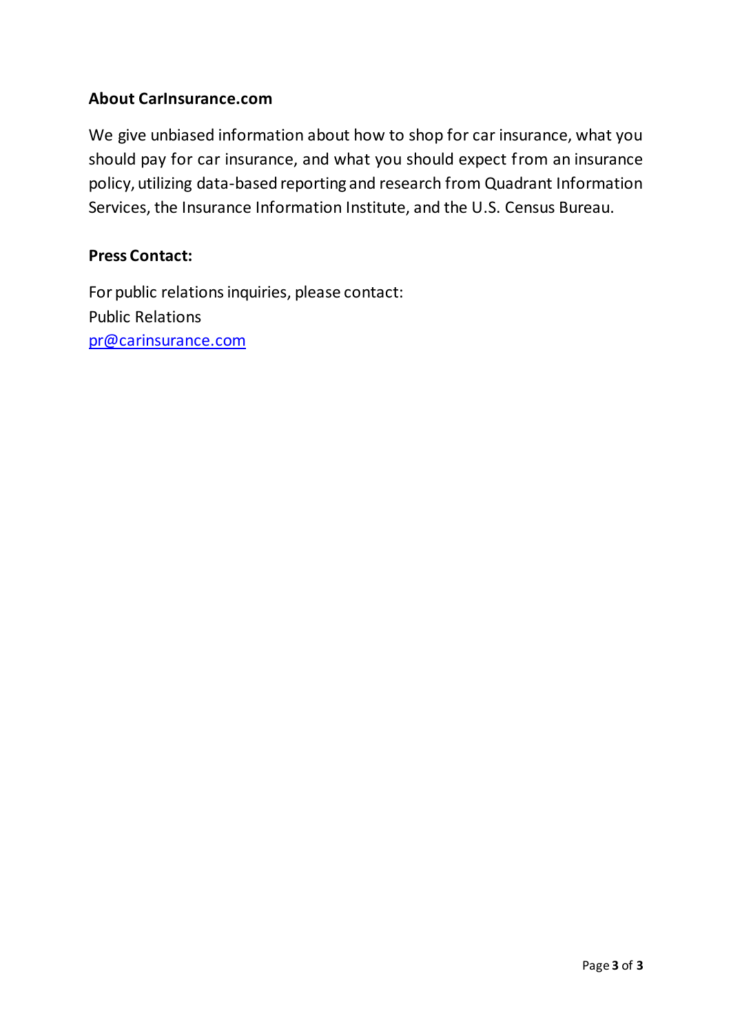**About CarInsurance.com**

We give unbiased information about how to shop for car insurance, what you should pay for car insurance, and what you should expect from an insurance policy, utilizing data-based reporting and research from Quadrant Information Services, the Insurance Information Institute, and the U.S. Census Bureau.

**Press Contact:**

For public relations inquiries, please contact:
Public Relations
pr@carinsurance.com